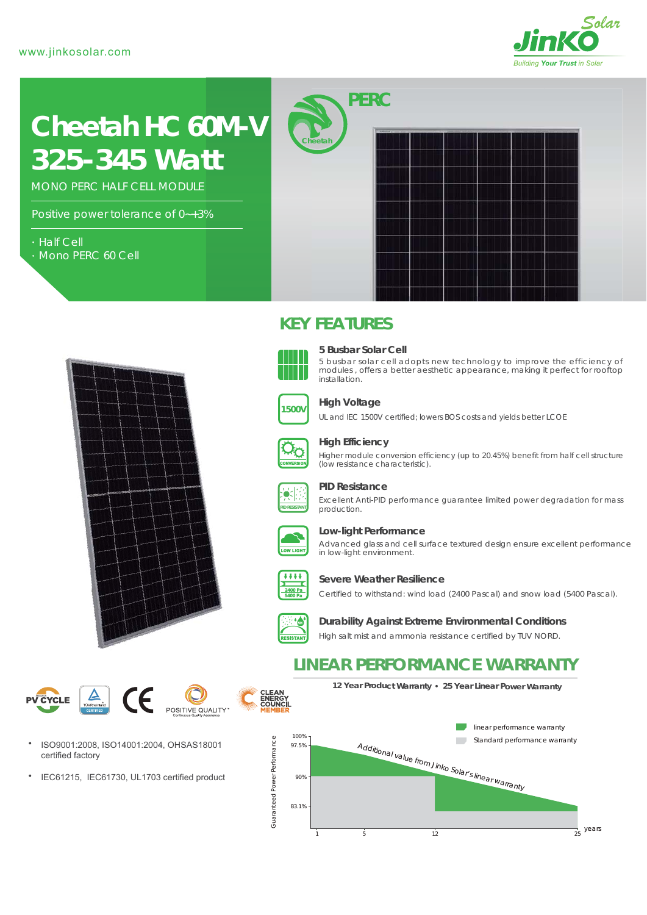www.jinkosolar.com

JinKO Solar
Building Your Trust in Solar

# Cheetah HC 60M-V 325-345 Watt

MONO PERC HALF CELL MODULE

Positive power tolerance of 0~+3%

- Half Cell
- Mono PERC 60 Cell

PERC

Cheetah

## KEY FEATURES

**5 Busbar Solar Cell**
5 busbar solar cell adopts new technology to improve the efficiency of modules , offers a better aesthetic appearance, making it perfect for rooftop installation.

**High Voltage**
UL and IEC 1500V certified; lowers BOS costs and yields better LCOE

**High Efficiency**
Higher module conversion efficiency (up to 20.45%) benefit from half cell structure (low resistance characteristic).

**PID Resistance**
Excellent Anti-PID performance guarantee limited power degradation for mass production.

**Low-light Performance**
Advanced glass and cell surface textured design ensure excellent performance in low-light environment.

**Severe Weather Resilience**
Certified to withstand: wind load (2400 Pascal) and snow load (5400 Pascal).

**Durability Against Extreme Environmental Conditions**
High salt mist and ammonia resistance certified by TUV NORD.

PV CYCLE | TÜV Rheinland CERTIFIED | CE | POSITIVE QUALITY | CLEAN ENERGY COUNCIL MEMBER

- ISO9001:2008, ISO14001:2004, OHSAS18001 certified factory
- IEC61215, IEC61730, UL1703 certified product

## LINEAR PERFORMANCE WARRANTY

**12 Year Product Warranty • 25 Year Linear Power Warranty**

- linear performance warranty
- Standard performance warranty

Additional value from Jinko Solar's linear warranty

Guaranteed Power Performance: 100%, 97.5%, 90%, 83.1%

years: 1, 5, 12, 25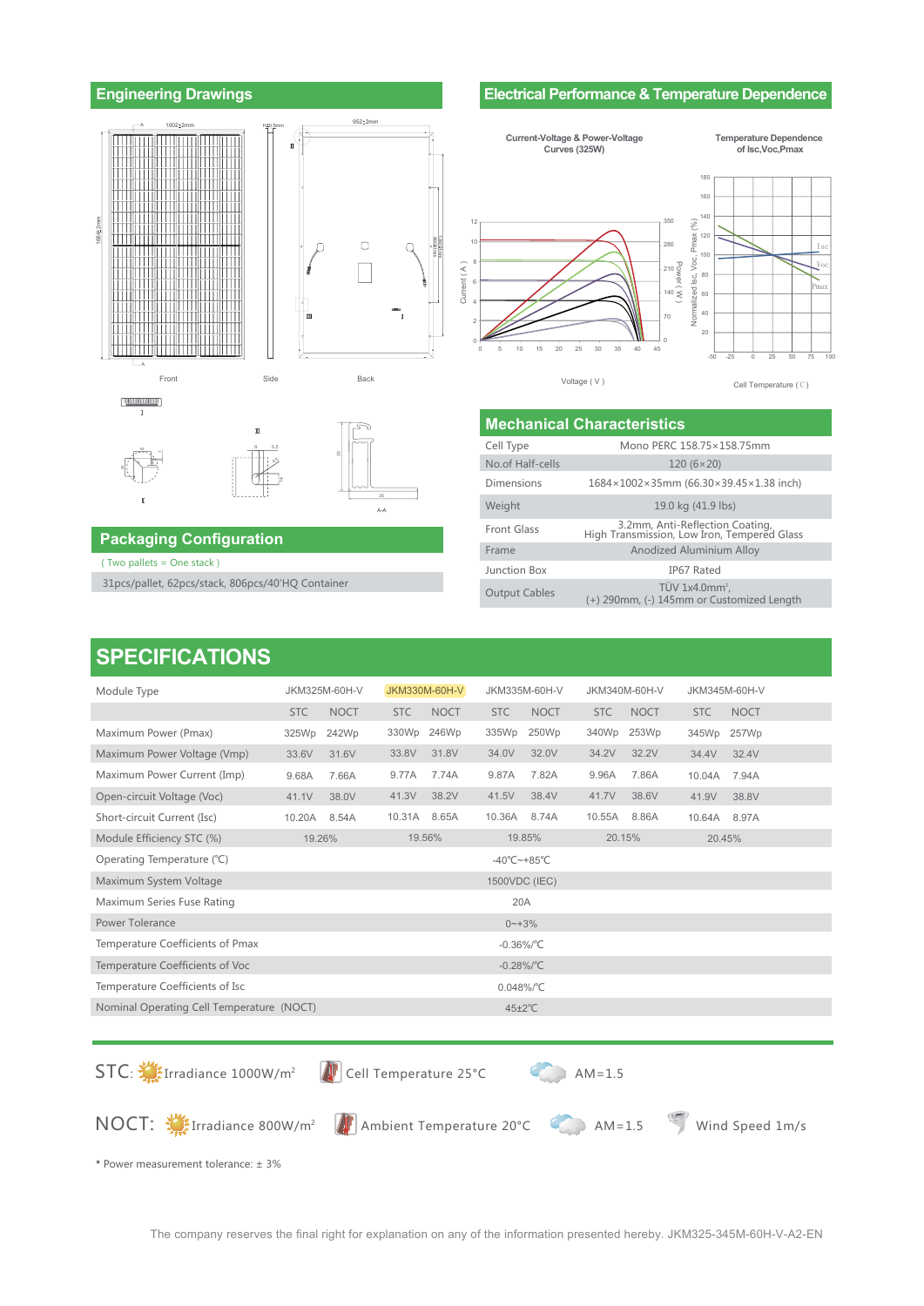## Engineering Drawings

1002±2mm

952±2mm

1684±2mm

Front

Side

Back

A-A

## Electrical Performance & Temperature Dependence

Current-Voltage & Power-Voltage Curves (325W)

Current ( A )

Power ( W )

Voltage ( V )

0 5 10 15 20 25 30 35 40 45

0 2 4 6 8 10 12

0 70 140 210 280 350

Temperature Dependence of Isc,Voc,Pmax

Normalized Isc, Voc, Pmax (%)

Cell Temperature ( ℃ )

-50 -25 0 25 50 75 100

20 40 60 80 100 120 140 160 180

Isc

Voc

Pmax

## Packaging Configuration

( Two pallets = One stack )

31pcs/pallet, 62pcs/stack, 806pcs/40'HQ Container

## Mechanical Characteristics

| | |
|---|---|
| Cell Type | Mono PERC 158.75×158.75mm |
| No.of Half-cells | 120 (6×20) |
| Dimensions | 1684×1002×35mm (66.30×39.45×1.38 inch) |
| Weight | 19.0 kg (41.9 lbs) |
| Front Glass | 3.2mm, Anti-Reflection Coating, High Transmission, Low Iron, Tempered Glass |
| Frame | Anodized Aluminium Alloy |
| Junction Box | IP67 Rated |
| Output Cables | TÜV 1x4.0mm², (+) 290mm, (-) 145mm or Customized Length |

# SPECIFICATIONS

| Module Type | JKM325M-60H-V | | JKM330M-60H-V | | JKM335M-60H-V | | JKM340M-60H-V | | JKM345M-60H-V | |
|---|---|---|---|---|---|---|---|---|---|---|
| | STC | NOCT | STC | NOCT | STC | NOCT | STC | NOCT | STC | NOCT |
| Maximum Power (Pmax) | 325Wp | 242Wp | 330Wp | 246Wp | 335Wp | 250Wp | 340Wp | 253Wp | 345Wp | 257Wp |
| Maximum Power Voltage (Vmp) | 33.6V | 31.6V | 33.8V | 31.8V | 34.0V | 32.0V | 34.2V | 32.2V | 34.4V | 32.4V |
| Maximum Power Current (Imp) | 9.68A | 7.66A | 9.77A | 7.74A | 9.87A | 7.82A | 9.96A | 7.86A | 10.04A | 7.94A |
| Open-circuit Voltage (Voc) | 41.1V | 38.0V | 41.3V | 38.2V | 41.5V | 38.4V | 41.7V | 38.6V | 41.9V | 38.8V |
| Short-circuit Current (Isc) | 10.20A | 8.54A | 10.31A | 8.65A | 10.36A | 8.74A | 10.55A | 8.86A | 10.64A | 8.97A |
| Module Efficiency STC (%) | 19.26% | | 19.56% | | 19.85% | | 20.15% | | 20.45% | |
| Operating Temperature (℃) | -40℃~+85℃ | | | | | | | | | |
| Maximum System Voltage | 1500VDC (IEC) | | | | | | | | | |
| Maximum Series Fuse Rating | 20A | | | | | | | | | |
| Power Tolerance | 0~+3% | | | | | | | | | |
| Temperature Coefficients of Pmax | -0.36%/℃ | | | | | | | | | |
| Temperature Coefficients of Voc | -0.28%/℃ | | | | | | | | | |
| Temperature Coefficients of Isc | 0.048%/℃ | | | | | | | | | |
| Nominal Operating Cell Temperature (NOCT) | 45±2℃ | | | | | | | | | |

STC: Irradiance 1000W/m² &nbsp; Cell Temperature 25°C &nbsp; AM=1.5

NOCT: Irradiance 800W/m² &nbsp; Ambient Temperature 20°C &nbsp; AM=1.5 &nbsp; Wind Speed 1m/s

* Power measurement tolerance: ± 3%

The company reserves the final right for explanation on any of the information presented hereby. JKM325-345M-60H-V-A2-EN